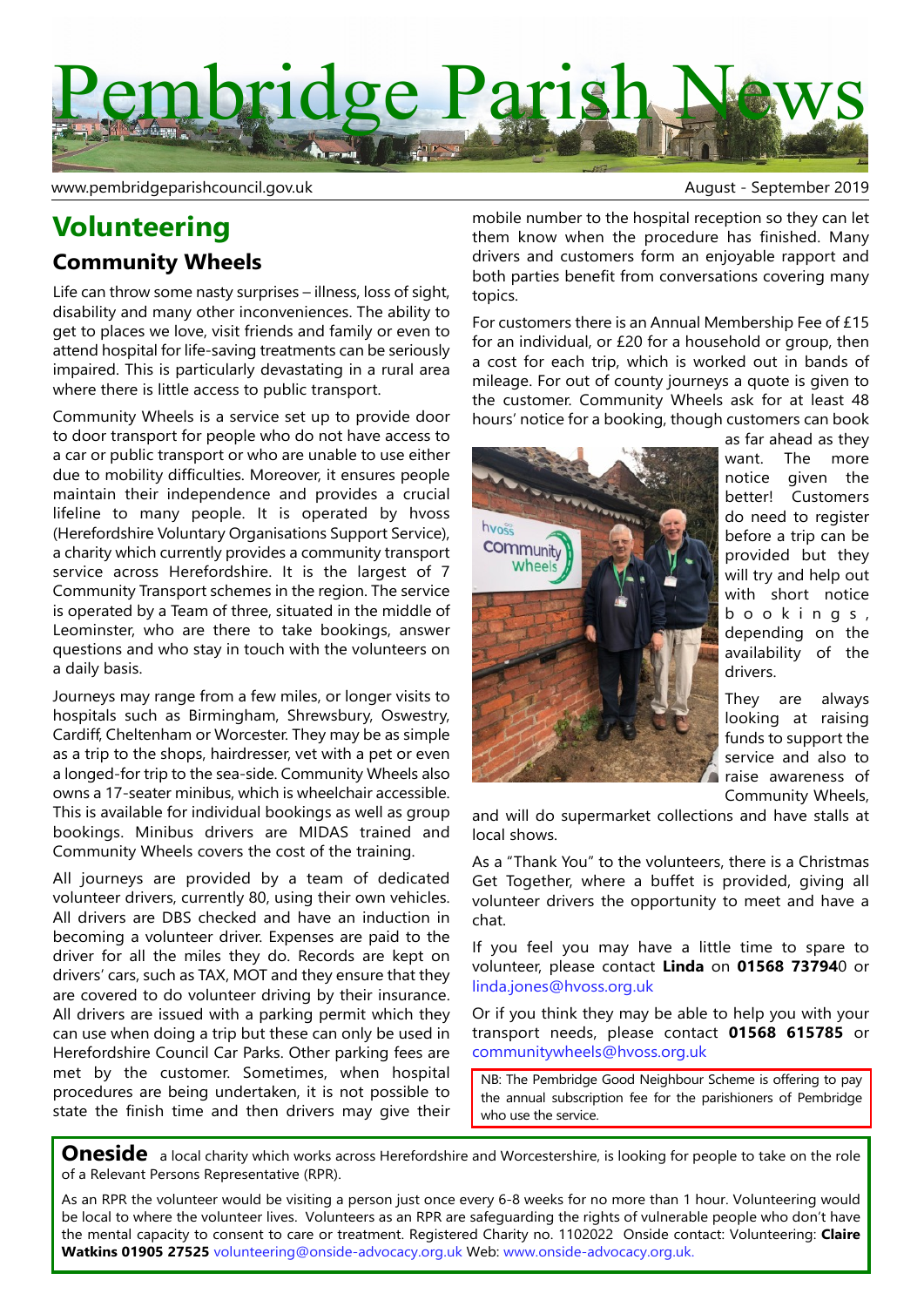# Pembridge Parish News

www.pembridgeparishcouncil.gov.uk

August - September 2019

## Volunteering

### Community Wheels

Life can throw some nasty surprises – illness, loss of sight, disability and many other inconveniences. The ability to get to places we love, visit friends and family or even to attend hospital for life-saving treatments can be seriously impaired. This is particularly devastating in a rural area where there is little access to public transport.

Community Wheels is a service set up to provide door to door transport for people who do not have access to a car or public transport or who are unable to use either due to mobility difficulties. Moreover, it ensures people maintain their independence and provides a crucial lifeline to many people. It is operated by hvoss (Herefordshire Voluntary Organisations Support Service), a charity which currently provides a community transport service across Herefordshire. It is the largest of 7 Community Transport schemes in the region. The service is operated by a Team of three, situated in the middle of Leominster, who are there to take bookings, answer questions and who stay in touch with the volunteers on a daily basis.

Journeys may range from a few miles, or longer visits to hospitals such as Birmingham, Shrewsbury, Oswestry, Cardiff, Cheltenham or Worcester. They may be as simple as a trip to the shops, hairdresser, vet with a pet or even a longed-for trip to the sea-side. Community Wheels also owns a 17-seater minibus, which is wheelchair accessible. This is available for individual bookings as well as group bookings. Minibus drivers are MIDAS trained and Community Wheels covers the cost of the training.

All journeys are provided by a team of dedicated volunteer drivers, currently 80, using their own vehicles. All drivers are DBS checked and have an induction in becoming a volunteer driver. Expenses are paid to the driver for all the miles they do. Records are kept on drivers' cars, such as TAX, MOT and they ensure that they are covered to do volunteer driving by their insurance. All drivers are issued with a parking permit which they can use when doing a trip but these can only be used in Herefordshire Council Car Parks. Other parking fees are met by the customer. Sometimes, when hospital procedures are being undertaken, it is not possible to state the finish time and then drivers may give their mobile number to the hospital reception so they can let them know when the procedure has finished. Many drivers and customers form an enjoyable rapport and both parties benefit from conversations covering many topics.

For customers there is an Annual Membership Fee of £15 for an individual, or £20 for a household or group, then a cost for each trip, which is worked out in bands of mileage. For out of county journeys a quote is given to the customer. Community Wheels ask for at least 48 hours' notice for a booking, though customers can book as far ahead as they want. The more notice given the better! Customers do need to register before a trip can be provided but they will try and help out with short notice bookings, depending on the availability of the drivers.

They are always looking at raising funds to support the service and also to raise awareness of Community Wheels, and will do supermarket collections and have stalls at local shows.

As a "Thank You" to the volunteers, there is a Christmas Get Together, where a buffet is provided, giving all volunteer drivers the opportunity to meet and have a chat.

If you feel you may have a little time to spare to volunteer, please contact **Linda** on **01568 737940** or linda.jones@hvoss.org.uk

Or if you think they may be able to help you with your transport needs, please contact **01568 615785** or communitywheels@hvoss.org.uk

NB: The Pembridge Good Neighbour Scheme is offering to pay the annual subscription fee for the parishioners of Pembridge who use the service.

**Oneside** a local charity which works across Herefordshire and Worcestershire, is looking for people to take on the role of a Relevant Persons Representative (RPR).

As an RPR the volunteer would be visiting a person just once every 6-8 weeks for no more than 1 hour. Volunteering would be local to where the volunteer lives. Volunteers as an RPR are safeguarding the rights of vulnerable people who don't have the mental capacity to consent to care or treatment. Registered Charity no. 1102022 Onside contact: Volunteering: **Claire Watkins 01905 27525** volunteering@onside-advocacy.org.uk Web: www.onside-advocacy.org.uk.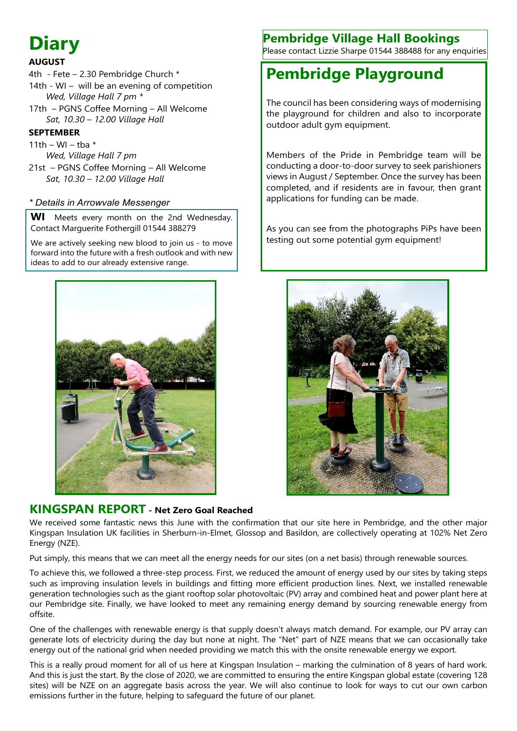# Diary

**AUGUST**

4th - Fete – 2.30 Pembridge Church *

14th - WI – will be an evening of competition
*Wed, Village Hall 7 pm **

17th – PGNS Coffee Morning – All Welcome
*Sat, 10.30 – 12.00 Village Hall*

**SEPTEMBER**

11th – WI – tba *
*Wed, Village Hall 7 pm*

21st – PGNS Coffee Morning – All Welcome
*Sat, 10.30 – 12.00 Village Hall*

*\* Details in Arrowvale Messenger*

**WI** Meets every month on the 2nd Wednesday. Contact Marguerite Fothergill 01544 388279

We are actively seeking new blood to join us - to move forward into the future with a fresh outlook and with new ideas to add to our already extensive range.

## Pembridge Village Hall Bookings

Please contact Lizzie Sharpe 01544 388488 for any enquiries

# Pembridge Playground

The council has been considering ways of modernising the playground for children and also to incorporate outdoor adult gym equipment.

Members of the Pride in Pembridge team will be conducting a door-to-door survey to seek parishioners views in August / September. Once the survey has been completed, and if residents are in favour, then grant applications for funding can be made.

As you can see from the photographs PiPs have been testing out some potential gym equipment!

## KINGSPAN REPORT - Net Zero Goal Reached

We received some fantastic news this June with the confirmation that our site here in Pembridge, and the other major Kingspan Insulation UK facilities in Sherburn-in-Elmet, Glossop and Basildon, are collectively operating at 102% Net Zero Energy (NZE).

Put simply, this means that we can meet all the energy needs for our sites (on a net basis) through renewable sources.

To achieve this, we followed a three-step process. First, we reduced the amount of energy used by our sites by taking steps such as improving insulation levels in buildings and fitting more efficient production lines. Next, we installed renewable generation technologies such as the giant rooftop solar photovoltaic (PV) array and combined heat and power plant here at our Pembridge site. Finally, we have looked to meet any remaining energy demand by sourcing renewable energy from offsite.

One of the challenges with renewable energy is that supply doesn't always match demand. For example, our PV array can generate lots of electricity during the day but none at night. The "Net" part of NZE means that we can occasionally take energy out of the national grid when needed providing we match this with the onsite renewable energy we export.

This is a really proud moment for all of us here at Kingspan Insulation – marking the culmination of 8 years of hard work. And this is just the start. By the close of 2020, we are committed to ensuring the entire Kingspan global estate (covering 128 sites) will be NZE on an aggregate basis across the year. We will also continue to look for ways to cut our own carbon emissions further in the future, helping to safeguard the future of our planet.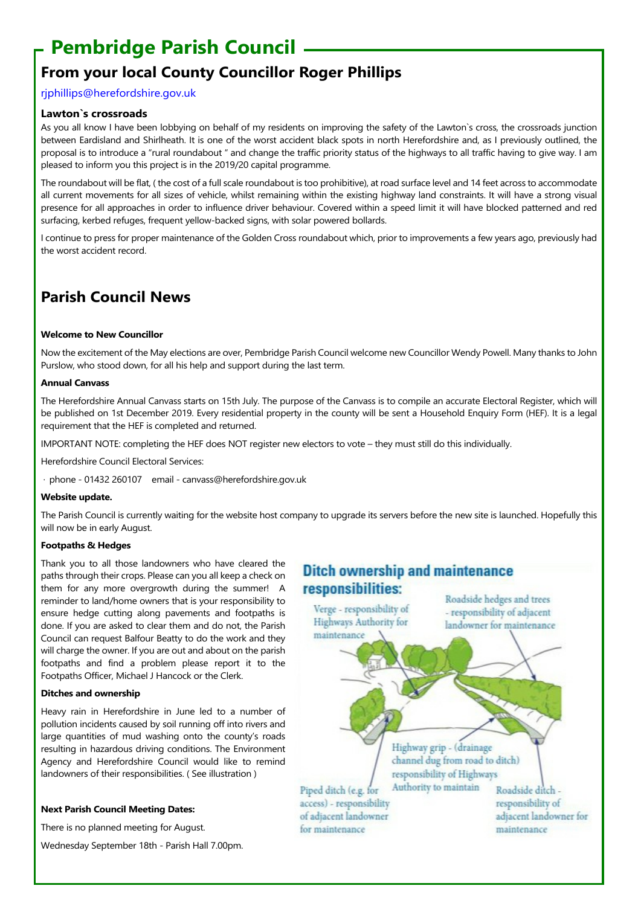# Pembridge Parish Council

## From your local County Councillor Roger Phillips

rjphillips@herefordshire.gov.uk

### Lawton`s crossroads

As you all know I have been lobbying on behalf of my residents on improving the safety of the Lawton`s cross, the crossroads junction between Eardisland and Shirlheath. It is one of the worst accident black spots in north Herefordshire and, as I previously outlined, the proposal is to introduce a "rural roundabout " and change the traffic priority status of the highways to all traffic having to give way. I am pleased to inform you this project is in the 2019/20 capital programme.

The roundabout will be flat, ( the cost of a full scale roundabout is too prohibitive), at road surface level and 14 feet across to accommodate all current movements for all sizes of vehicle, whilst remaining within the existing highway land constraints. It will have a strong visual presence for all approaches in order to influence driver behaviour. Covered within a speed limit it will have blocked patterned and red surfacing, kerbed refuges, frequent yellow-backed signs, with solar powered bollards.

I continue to press for proper maintenance of the Golden Cross roundabout which, prior to improvements a few years ago, previously had the worst accident record.

## Parish Council News

**Welcome to New Councillor**

Now the excitement of the May elections are over, Pembridge Parish Council welcome new Councillor Wendy Powell. Many thanks to John Purslow, who stood down, for all his help and support during the last term.

**Annual Canvass**

The Herefordshire Annual Canvass starts on 15th July. The purpose of the Canvass is to compile an accurate Electoral Register, which will be published on 1st December 2019. Every residential property in the county will be sent a Household Enquiry Form (HEF). It is a legal requirement that the HEF is completed and returned.

IMPORTANT NOTE: completing the HEF does NOT register new electors to vote – they must still do this individually.

Herefordshire Council Electoral Services:

· phone - 01432 260107 email - canvass@herefordshire.gov.uk

**Website update.**

The Parish Council is currently waiting for the website host company to upgrade its servers before the new site is launched. Hopefully this will now be in early August.

**Footpaths & Hedges**

Thank you to all those landowners who have cleared the paths through their crops. Please can you all keep a check on them for any more overgrowth during the summer! A reminder to land/home owners that is your responsibility to ensure hedge cutting along pavements and footpaths is done. If you are asked to clear them and do not, the Parish Council can request Balfour Beatty to do the work and they will charge the owner. If you are out and about on the parish footpaths and find a problem please report it to the Footpaths Officer, Michael J Hancock or the Clerk.

**Ditches and ownership**

Heavy rain in Herefordshire in June led to a number of pollution incidents caused by soil running off into rivers and large quantities of mud washing onto the county's roads resulting in hazardous driving conditions. The Environment Agency and Herefordshire Council would like to remind landowners of their responsibilities. ( See illustration )

**Ditch ownership and maintenance responsibilities:**

- Verge - responsibility of Highways Authority for maintenance
- Roadside hedges and trees - responsibility of adjacent landowner for maintenance
- Highway grip - (drainage channel dug from road to ditch) responsibility of Highways Authority to maintain
- Piped ditch (e.g. for access) - responsibility of adjacent landowner for maintenance
- Roadside ditch - responsibility of adjacent landowner for maintenance

**Next Parish Council Meeting Dates:**

There is no planned meeting for August.

Wednesday September 18th - Parish Hall 7.00pm.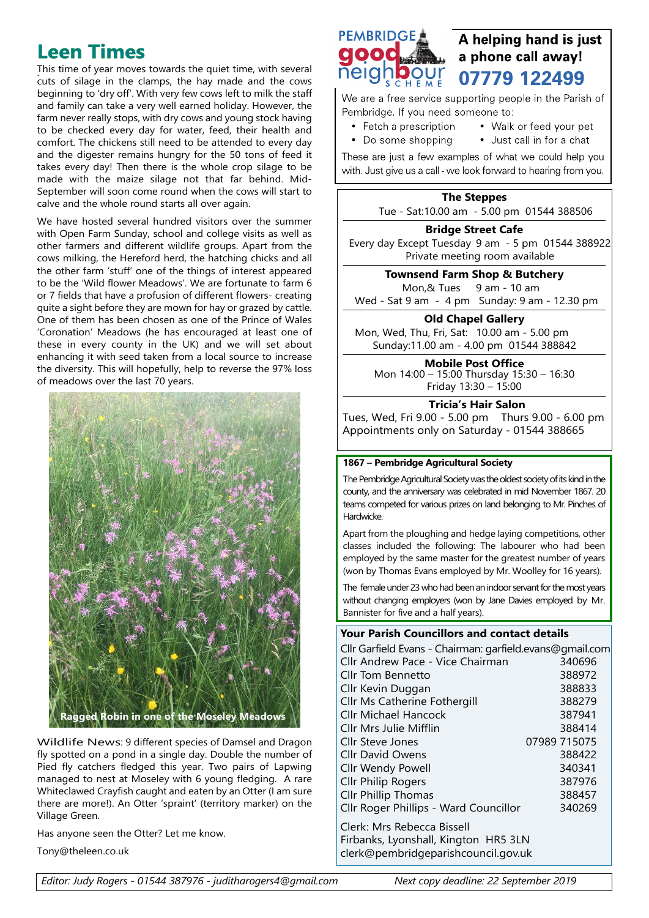## Leen Times

This time of year moves towards the quiet time, with several cuts of silage in the clamps, the hay made and the cows beginning to 'dry off'. With very few cows left to milk the staff and family can take a very well earned holiday. However, the farm never really stops, with dry cows and young stock having to be checked every day for water, feed, their health and comfort. The chickens still need to be attended to every day and the digester remains hungry for the 50 tons of feed it takes every day! Then there is the whole crop silage to be made with the maize silage not that far behind. Mid-September will soon come round when the cows will start to calve and the whole round starts all over again.

We have hosted several hundred visitors over the summer with Open Farm Sunday, school and college visits as well as other farmers and different wildlife groups. Apart from the cows milking, the Hereford herd, the hatching chicks and all the other farm 'stuff' one of the things of interest appeared to be the 'Wild flower Meadows'. We are fortunate to farm 6 or 7 fields that have a profusion of different flowers- creating quite a sight before they are mown for hay or grazed by cattle. One of them has been chosen as one of the Prince of Wales 'Coronation' Meadows (he has encouraged at least one of these in every county in the UK) and we will set about enhancing it with seed taken from a local source to increase the diversity. This will hopefully, help to reverse the 97% loss of meadows over the last 70 years.

Ragged Robin in one of the Moseley Meadows

Wildlife News: 9 different species of Damsel and Dragon fly spotted on a pond in a single day. Double the number of Pied fly catchers fledged this year. Two pairs of Lapwing managed to nest at Moseley with 6 young fledging. A rare Whiteclawed Crayfish caught and eaten by an Otter (I am sure there are more!). An Otter 'spraint' (territory marker) on the Village Green.

Has anyone seen the Otter? Let me know.

Tony@theleen.co.uk

---

**PEMBRIDGE good neighbour SCHEME**

**A helping hand is just a phone call away! 07779 122499**

We are a free service supporting people in the Parish of Pembridge. If you need someone to:

- Fetch a prescription
- Walk or feed your pet
- Do some shopping
- Just call in for a chat

These are just a few examples of what we could help you with. Just give us a call - we look forward to hearing from you.

---

**The Steppes**
Tue - Sat:10.00 am - 5.00 pm 01544 388506

**Bridge Street Cafe**
Every day Except Tuesday 9 am - 5 pm 01544 388922
Private meeting room available

**Townsend Farm Shop & Butchery**
Mon,& Tues 9 am - 10 am
Wed - Sat 9 am - 4 pm Sunday: 9 am - 12.30 pm

**Old Chapel Gallery**
Mon, Wed, Thu, Fri, Sat: 10.00 am - 5.00 pm
Sunday:11.00 am - 4.00 pm 01544 388842

**Mobile Post Office**
Mon 14:00 – 15:00 Thursday 15:30 – 16:30
Friday 13:30 – 15:00

**Tricia's Hair Salon**
Tues, Wed, Fri 9.00 - 5.00 pm Thurs 9.00 - 6.00 pm
Appointments only on Saturday - 01544 388665

---

**1867 – Pembridge Agricultural Society**

The Pembridge Agricultural Society was the oldest society of its kind in the county, and the anniversary was celebrated in mid November 1867. 20 teams competed for various prizes on land belonging to Mr. Pinches of Hardwicke.

Apart from the ploughing and hedge laying competitions, other classes included the following: The labourer who had been employed by the same master for the greatest number of years (won by Thomas Evans employed by Mr. Woolley for 16 years).

The female under 23 who had been an indoor servant for the most years without changing employers (won by Jane Davies employed by Mr. Bannister for five and a half years).

---

**Your Parish Councillors and contact details**

| | |
|---|---|
| Cllr Garfield Evans - Chairman: garfield.evans@gmail.com | |
| Cllr Andrew Pace - Vice Chairman | 340696 |
| Cllr Tom Bennetto | 388972 |
| Cllr Kevin Duggan | 388833 |
| Cllr Ms Catherine Fothergill | 388279 |
| Cllr Michael Hancock | 387941 |
| Cllr Mrs Julie Mifflin | 388414 |
| Cllr Steve Jones | 07989 715075 |
| Cllr David Owens | 388422 |
| Cllr Wendy Powell | 340341 |
| Cllr Philip Rogers | 387976 |
| Cllr Phillip Thomas | 388457 |
| Cllr Roger Phillips - Ward Councillor | 340269 |

Clerk: Mrs Rebecca Bissell
Firbanks, Lyonshall, Kington HR5 3LN
clerk@pembridgeparishcouncil.gov.uk

*Editor: Judy Rogers - 01544 387976 - juditharogers4@gmail.com* *Next copy deadline: 22 September 2019*